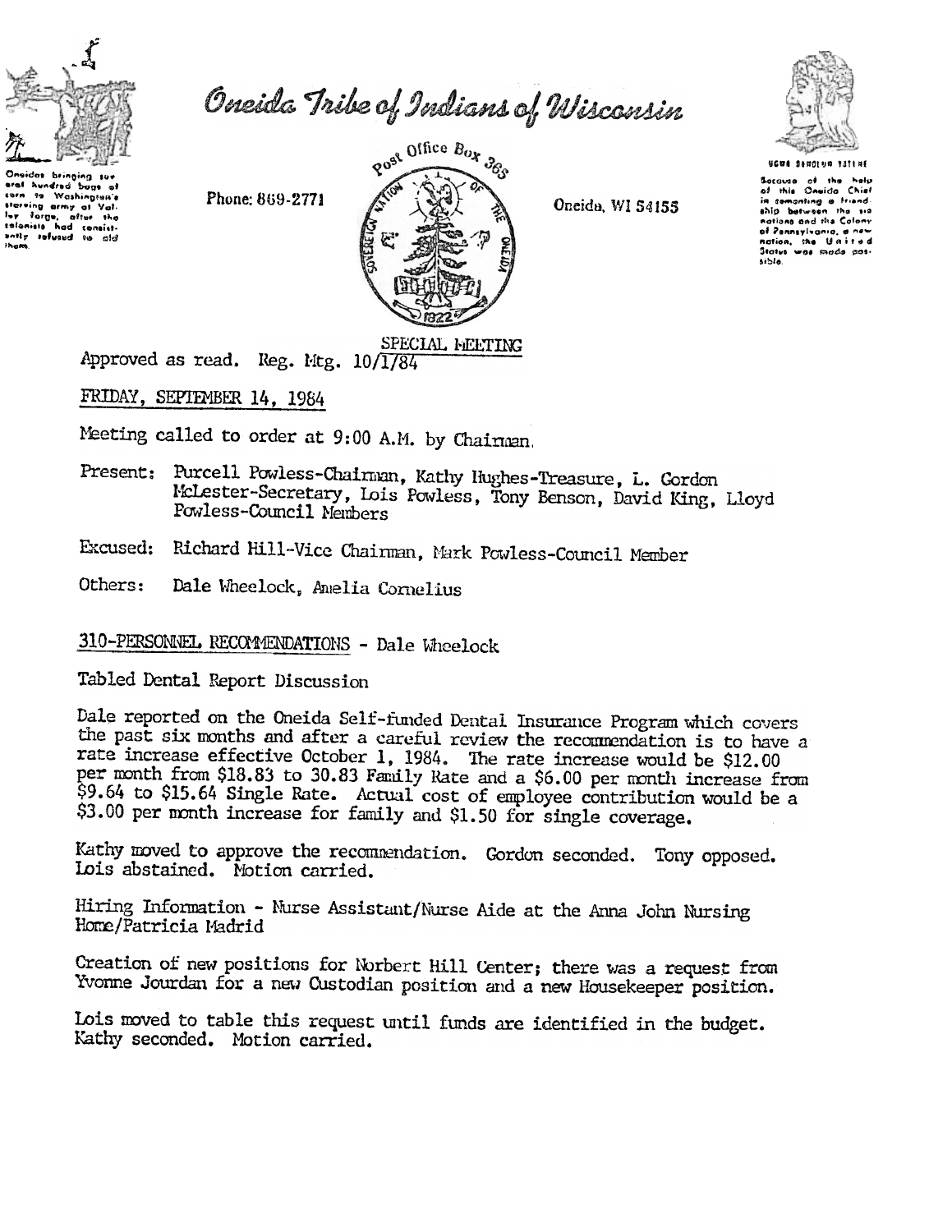# Oneida Tribe of Indians of Wisconsin

Oneidas bringing several hundred bags of corn to Washington's starving army at Valley Forge, after the colonists had consistently refused to aid them.

Phone: 869-2771

Post Office Box 365

Oneida, WI 54155

Because of the help of this Oneida Chief in cementing a friendship between the six nations and the Colony of Pennsylvania, a new nation, the United States was made possible.

SPECIAL MEETING

Approved as read. Reg. Mtg. 10/1/84

FRIDAY, SEPTEMBER 14, 1984

Meeting called to order at 9:00 A.M. by Chairman.

Present: Purcell Powless-Chairman, Kathy Hughes-Treasure, L. Gordon McLester-Secretary, Lois Powless, Tony Benson, David King, Lloyd Powless-Council Members

Excused: Richard Hill-Vice Chairman, Mark Powless-Council Member

Others: Dale Wheelock, Amelia Cornelius

## 310-PERSONNEL RECOMMENDATIONS - Dale Wheelock

Tabled Dental Report Discussion

Dale reported on the Oneida Self-funded Dental Insurance Program which covers the past six months and after a careful review the recommendation is to have a rate increase effective October 1, 1984. The rate increase would be $12.00 per month from $18.83 to 30.83 Family Rate and a $6.00 per month increase from $9.64 to $15.64 Single Rate. Actual cost of employee contribution would be a $3.00 per month increase for family and $1.50 for single coverage.

Kathy moved to approve the recommendation. Gordon seconded. Tony opposed. Lois abstained. Motion carried.

Hiring Information - Nurse Assistant/Nurse Aide at the Anna John Nursing Home/Patricia Madrid

Creation of new positions for Norbert Hill Center; there was a request from Yvonne Jourdan for a new Custodian position and a new Housekeeper position.

Lois moved to table this request until funds are identified in the budget. Kathy seconded. Motion carried.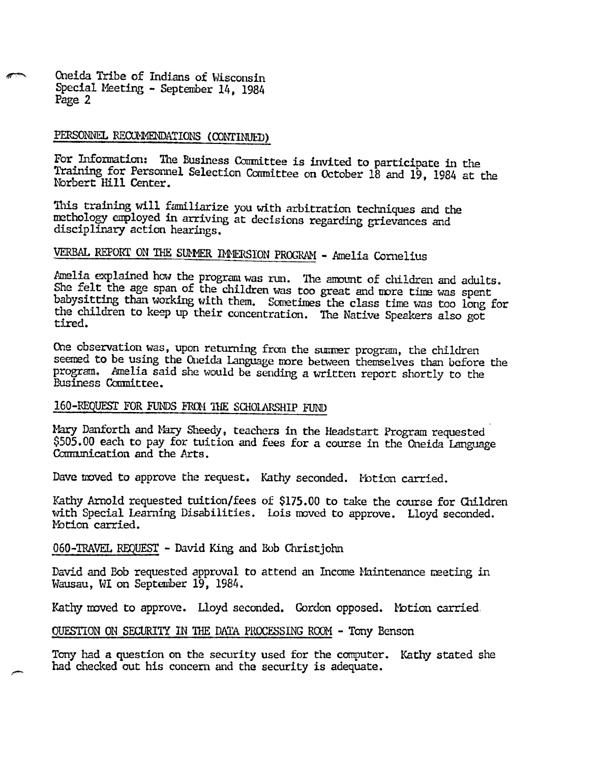Oneida Tribe of Indians of Wisconsin
Special Meeting - September 14, 1984
Page 2

## PERSONNEL RECOMMENDATIONS (CONTINUED)

For Information: The Business Committee is invited to participate in the Training for Personnel Selection Committee on October 18 and 19, 1984 at the Norbert Hill Center.

This training will familiarize you with arbitration techniques and the methology employed in arriving at decisions regarding grievances and disciplinary action hearings.

## VERBAL REPORT ON THE SUMMER IMMERSION PROGRAM - Amelia Cornelius

Amelia explained how the program was run. The amount of children and adults. She felt the age span of the children was too great and more time was spent babysitting than working with them. Sometimes the class time was too long for the children to keep up their concentration. The Native Speakers also got tired.

One observation was, upon returning from the summer program, the children seemed to be using the Oneida Language more between themselves than before the program. Amelia said she would be sending a written report shortly to the Business Committee.

## 160-REQUEST FOR FUNDS FROM THE SCHOLARSHIP FUND

Mary Danforth and Mary Sheedy, teachers in the Headstart Program requested $505.00 each to pay for tuition and fees for a course in the Oneida Language Communication and the Arts.

Dave moved to approve the request. Kathy seconded. Motion carried.

Kathy Arnold requested tuition/fees of $175.00 to take the course for Children with Special Learning Disabilities. Lois moved to approve. Lloyd seconded. Motion carried.

## 060-TRAVEL REQUEST - David King and Bob Christjohn

David and Bob requested approval to attend an Income Maintenance meeting in Wausau, WI on September 19, 1984.

Kathy moved to approve. Lloyd seconded. Gordon opposed. Motion carried.

## QUESTION ON SECURITY IN THE DATA PROCESSING ROOM - Tony Benson

Tony had a question on the security used for the computer. Kathy stated she had checked out his concern and the security is adequate.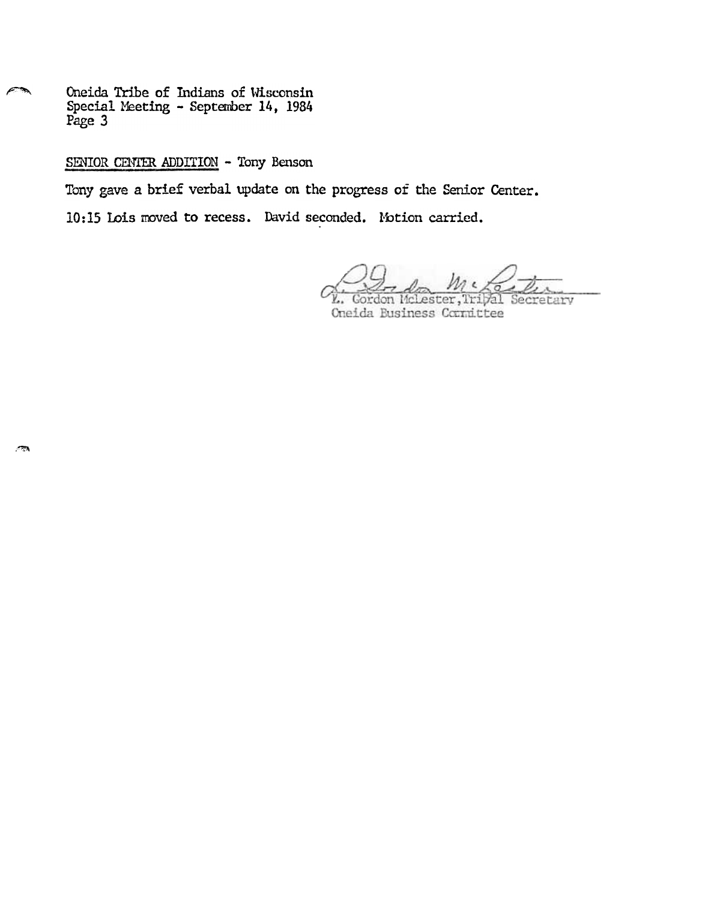SENIOR CENTER ADDITION - Tony Benson

Tony gave a brief verbal update on the progress of the Senior Center.

10:15 Lois moved to recess. David seconded. Motion carried.

L. Gordon McLester, Tribal Secretary
Oneida Business Committee